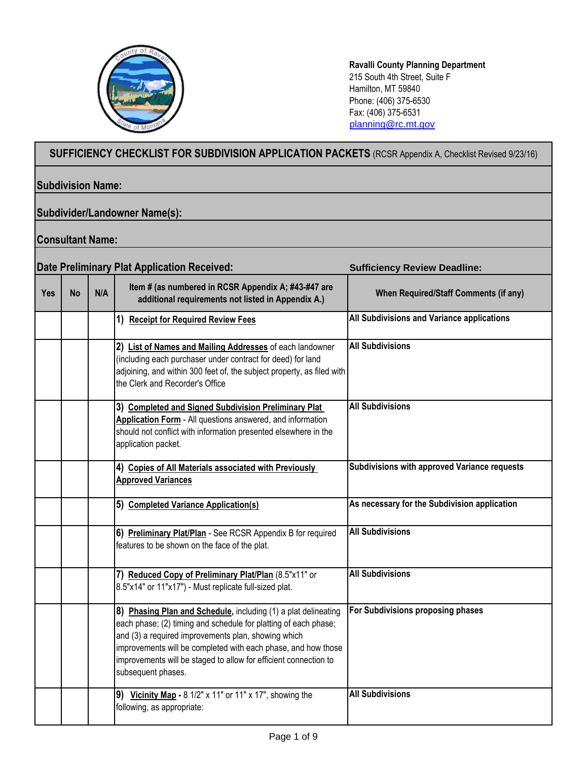**Ravalli County Planning Department**
215 South 4th Street, Suite F
Hamilton, MT 59840
Phone: (406) 375-6530
Fax: (406) 375-6531
planning@rc.mt.gov

## SUFFICIENCY CHECKLIST FOR SUBDIVISION APPLICATION PACKETS (RCSR Appendix A, Checklist Revised 9/23/16)

**Subdivision Name:**

**Subdivider/Landowner Name(s):**

**Consultant Name:**

**Date Preliminary Plat Application Received:** **Sufficiency Review Deadline:**

| Yes | No | N/A | Item # (as numbered in RCSR Appendix A; #43-#47 are additional requirements not listed in Appendix A.) | When Required/Staff Comments (if any) |
|---|---|---|---|---|
| | | | 1) **Receipt for Required Review Fees** | **All Subdivisions and Variance applications** |
| | | | 2) **List of Names and Mailing Addresses** of each landowner (including each purchaser under contract for deed) for land adjoining, and within 300 feet of, the subject property, as filed with the Clerk and Recorder's Office | **All Subdivisions** |
| | | | 3) **Completed and Signed Subdivision Preliminary Plat Application Form** - All questions answered, and information should not conflict with information presented elsewhere in the application packet. | **All Subdivisions** |
| | | | 4) **Copies of All Materials associated with Previously Approved Variances** | **Subdivisions with approved Variance requests** |
| | | | 5) **Completed Variance Application(s)** | **As necessary for the Subdivision application** |
| | | | 6) **Preliminary Plat/Plan** - See RCSR Appendix B for required features to be shown on the face of the plat. | **All Subdivisions** |
| | | | 7) **Reduced Copy of Preliminary Plat/Plan** (8.5"x11" or 8.5"x14" or 11"x17") - Must replicate full-sized plat. | **All Subdivisions** |
| | | | 8) **Phasing Plan and Schedule,** including (1) a plat delineating each phase; (2) timing and schedule for platting of each phase; and (3) a required improvements plan, showing which improvements will be completed with each phase, and how those improvements will be staged to allow for efficient connection to subsequent phases. | **For Subdivisions proposing phases** |
| | | | 9) **Vicinity Map -** 8 1/2" x 11" or 11" x 17", showing the following, as appropriate: | **All Subdivisions** |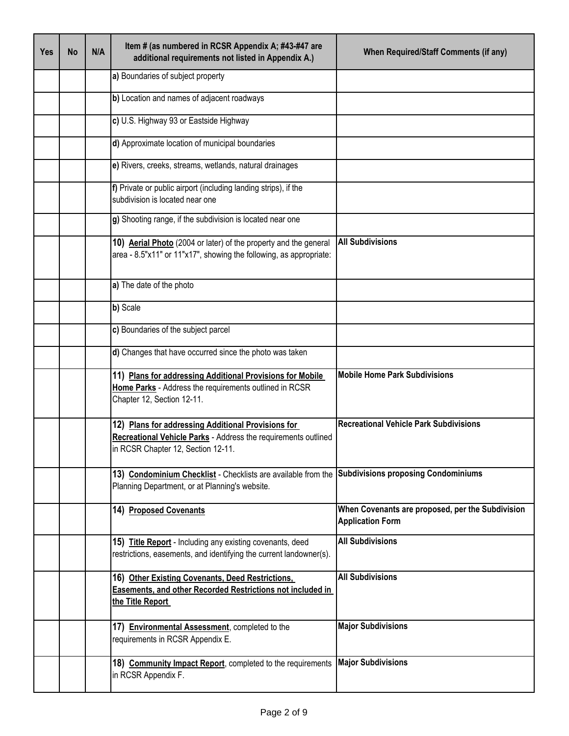| Yes | No | N/A | Item # (as numbered in RCSR Appendix A; #43-#47 are additional requirements not listed in Appendix A.) | When Required/Staff Comments (if any) |
|---|---|---|---|---|
| | | | **a)** Boundaries of subject property | |
| | | | **b)** Location and names of adjacent roadways | |
| | | | **c)** U.S. Highway 93 or Eastside Highway | |
| | | | **d)** Approximate location of municipal boundaries | |
| | | | **e)** Rivers, creeks, streams, wetlands, natural drainages | |
| | | | **f)** Private or public airport (including landing strips), if the subdivision is located near one | |
| | | | **g)** Shooting range, if the subdivision is located near one | |
| | | | **10) Aerial Photo** (2004 or later) of the property and the general area - 8.5"x11" or 11"x17", showing the following, as appropriate: | **All Subdivisions** |
| | | | **a)** The date of the photo | |
| | | | **b)** Scale | |
| | | | **c)** Boundaries of the subject parcel | |
| | | | **d)** Changes that have occurred since the photo was taken | |
| | | | **11) Plans for addressing Additional Provisions for Mobile Home Parks** - Address the requirements outlined in RCSR Chapter 12, Section 12-11. | **Mobile Home Park Subdivisions** |
| | | | **12) Plans for addressing Additional Provisions for Recreational Vehicle Parks** - Address the requirements outlined in RCSR Chapter 12, Section 12-11. | **Recreational Vehicle Park Subdivisions** |
| | | | **13) Condominium Checklist** - Checklists are available from the Planning Department, or at Planning's website. | **Subdivisions proposing Condominiums** |
| | | | **14) Proposed Covenants** | **When Covenants are proposed, per the Subdivision Application Form** |
| | | | **15) Title Report** - Including any existing covenants, deed restrictions, easements, and identifying the current landowner(s). | **All Subdivisions** |
| | | | **16) Other Existing Covenants, Deed Restrictions, Easements, and other Recorded Restrictions not included in the Title Report** | **All Subdivisions** |
| | | | **17) Environmental Assessment**, completed to the requirements in RCSR Appendix E. | **Major Subdivisions** |
| | | | **18) Community Impact Report**, completed to the requirements in RCSR Appendix F. | **Major Subdivisions** |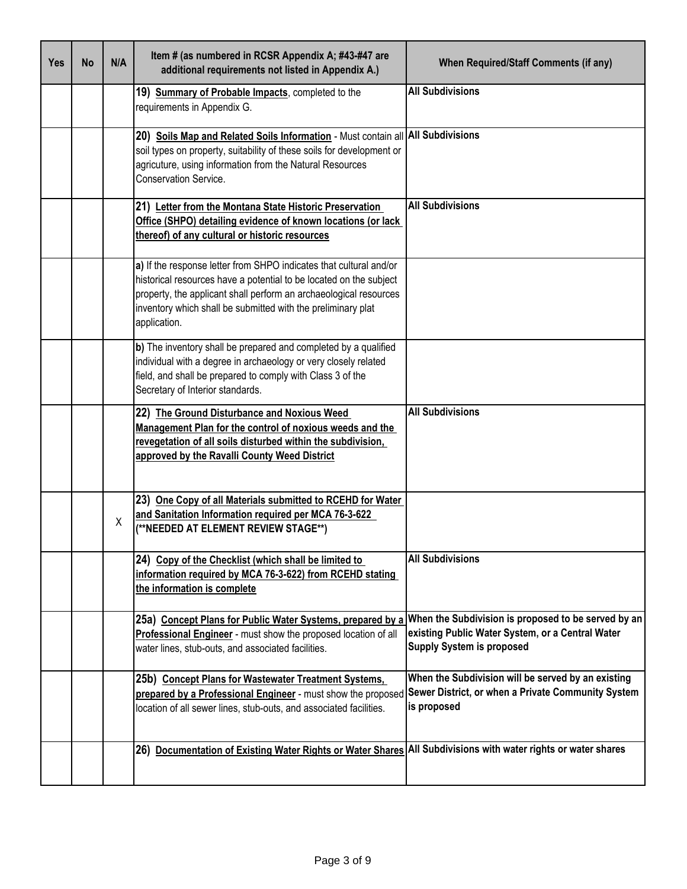| Yes | No | N/A | Item # (as numbered in RCSR Appendix A; #43-#47 are additional requirements not listed in Appendix A.) | When Required/Staff Comments (if any) |
|---|---|---|---|---|
| | | | **19) Summary of Probable Impacts**, completed to the requirements in Appendix G. | **All Subdivisions** |
| | | | **20) Soils Map and Related Soils Information** - Must contain all soil types on property, suitability of these soils for development or agricuture, using information from the Natural Resources Conservation Service. | **All Subdivisions** |
| | | | **21) Letter from the Montana State Historic Preservation Office (SHPO) detailing evidence of known locations (or lack thereof) of any cultural or historic resources** | **All Subdivisions** |
| | | | **a)** If the response letter from SHPO indicates that cultural and/or historical resources have a potential to be located on the subject property, the applicant shall perform an archaeological resources inventory which shall be submitted with the preliminary plat application. | |
| | | | **b)** The inventory shall be prepared and completed by a qualified individual with a degree in archaeology or very closely related field, and shall be prepared to comply with Class 3 of the Secretary of Interior standards. | |
| | | | **22) The Ground Disturbance and Noxious Weed Management Plan for the control of noxious weeds and the revegetation of all soils disturbed within the subdivision, approved by the Ravalli County Weed District** | **All Subdivisions** |
| | | X | **23) One Copy of all Materials submitted to RCEHD for Water and Sanitation Information required per MCA 76-3-622 (\*\*NEEDED AT ELEMENT REVIEW STAGE\*\*)** | |
| | | | **24) Copy of the Checklist (which shall be limited to information required by MCA 76-3-622) from RCEHD stating the information is complete** | **All Subdivisions** |
| | | | **25a) Concept Plans for Public Water Systems, prepared by a Professional Engineer** - must show the proposed location of all water lines, stub-outs, and associated facilities. | **When the Subdivision is proposed to be served by an existing Public Water System, or a Central Water Supply System is proposed** |
| | | | **25b) Concept Plans for Wastewater Treatment Systems, prepared by a Professional Engineer** - must show the proposed location of all sewer lines, stub-outs, and associated facilities. | **When the Subdivision will be served by an existing Sewer District, or when a Private Community System is proposed** |
| | | | **26) Documentation of Existing Water Rights or Water Shares** | **All Subdivisions with water rights or water shares** |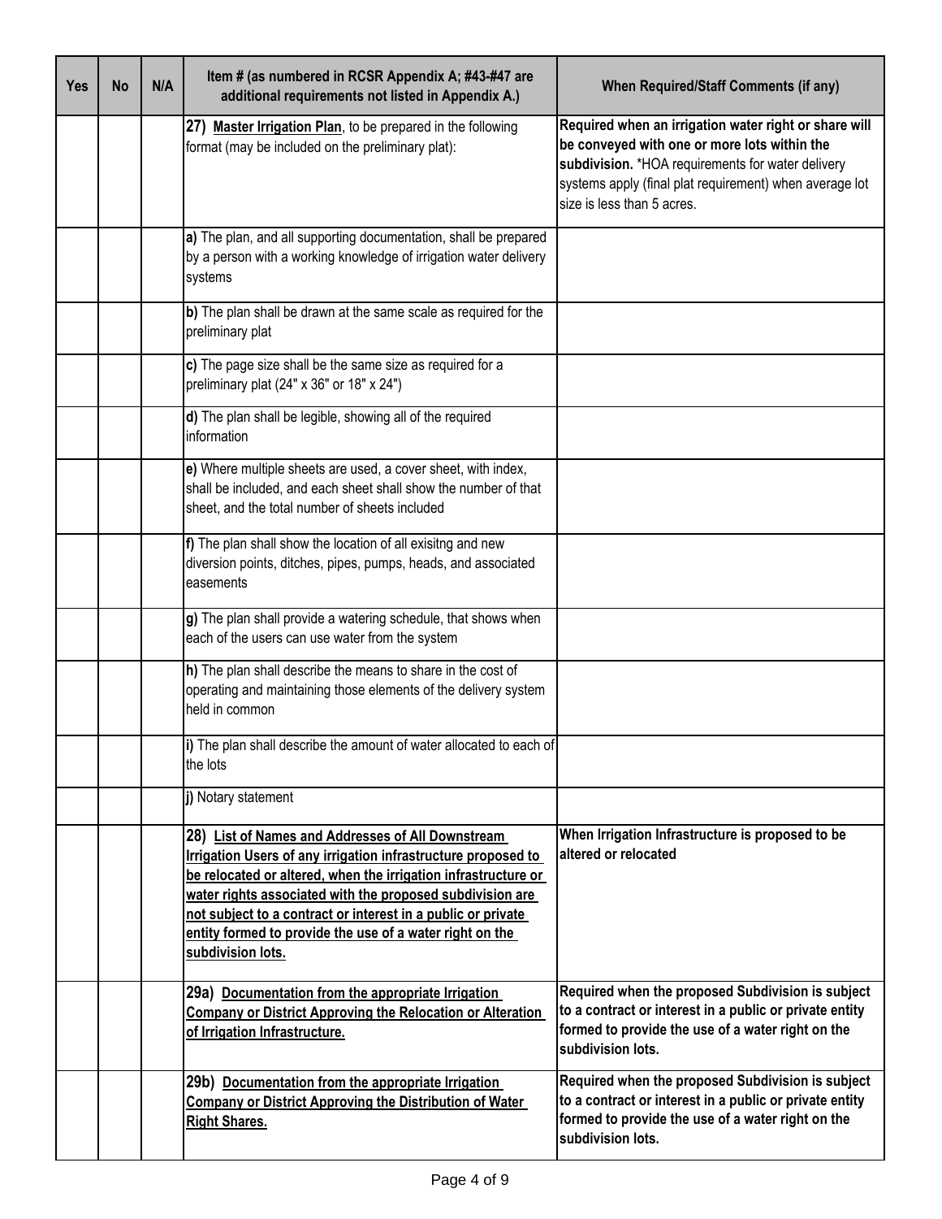| Yes | No | N/A | Item # (as numbered in RCSR Appendix A; #43-#47 are additional requirements not listed in Appendix A.) | When Required/Staff Comments (if any) |
|---|---|---|---|---|
| | | | **27)** **Master Irrigation Plan**, to be prepared in the following format (may be included on the preliminary plat): | **Required when an irrigation water right or share will be conveyed with one or more lots within the subdivision.** *HOA requirements for water delivery systems apply (final plat requirement) when average lot size is less than 5 acres. |
| | | | **a)** The plan, and all supporting documentation, shall be prepared by a person with a working knowledge of irrigation water delivery systems | |
| | | | **b)** The plan shall be drawn at the same scale as required for the preliminary plat | |
| | | | **c)** The page size shall be the same size as required for a preliminary plat (24" x 36" or 18" x 24") | |
| | | | **d)** The plan shall be legible, showing all of the required information | |
| | | | **e)** Where multiple sheets are used, a cover sheet, with index, shall be included, and each sheet shall show the number of that sheet, and the total number of sheets included | |
| | | | **f)** The plan shall show the location of all exisitng and new diversion points, ditches, pipes, pumps, heads, and associated easements | |
| | | | **g)** The plan shall provide a watering schedule, that shows when each of the users can use water from the system | |
| | | | **h)** The plan shall describe the means to share in the cost of operating and maintaining those elements of the delivery system held in common | |
| | | | **i)** The plan shall describe the amount of water allocated to each of the lots | |
| | | | **j)** Notary statement | |
| | | | **28)** **List of Names and Addresses of All Downstream Irrigation Users of any irrigation infrastructure proposed to be relocated or altered, when the irrigation infrastructure or water rights associated with the proposed subdivision are not subject to a contract or interest in a public or private entity formed to provide the use of a water right on the subdivision lots.** | **When Irrigation Infrastructure is proposed to be altered or relocated** |
| | | | **29a)** **Documentation from the appropriate Irrigation Company or District Approving the Relocation or Alteration of Irrigation Infrastructure.** | **Required when the proposed Subdivision is subject to a contract or interest in a public or private entity formed to provide the use of a water right on the subdivision lots.** |
| | | | **29b)** **Documentation from the appropriate Irrigation Company or District Approving the Distribution of Water Right Shares.** | **Required when the proposed Subdivision is subject to a contract or interest in a public or private entity formed to provide the use of a water right on the subdivision lots.** |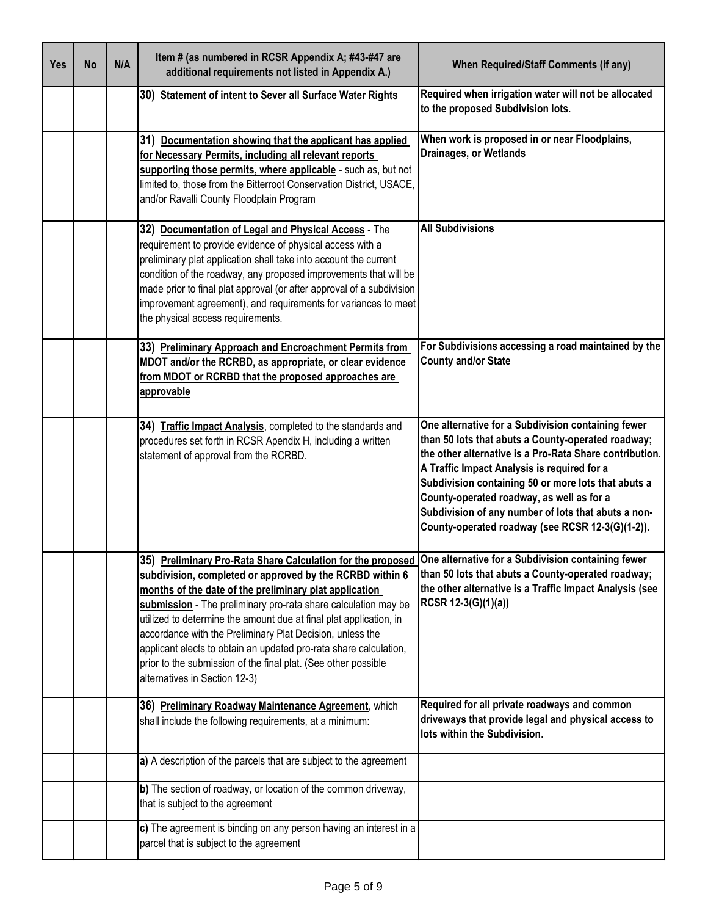| Yes | No | N/A | Item # (as numbered in RCSR Appendix A; #43-#47 are additional requirements not listed in Appendix A.) | When Required/Staff Comments (if any) |
| --- | --- | --- | --- | --- |
| | | | **30) Statement of intent to Sever all Surface Water Rights** | **Required when irrigation water will not be allocated to the proposed Subdivision lots.** |
| | | | **31) Documentation showing that the applicant has applied for Necessary Permits, including all relevant reports supporting those permits, where applicable** - such as, but not limited to, those from the Bitterroot Conservation District, USACE, and/or Ravalli County Floodplain Program | **When work is proposed in or near Floodplains, Drainages, or Wetlands** |
| | | | **32) Documentation of Legal and Physical Access** - The requirement to provide evidence of physical access with a preliminary plat application shall take into account the current condition of the roadway, any proposed improvements that will be made prior to final plat approval (or after approval of a subdivision improvement agreement), and requirements for variances to meet the physical access requirements. | **All Subdivisions** |
| | | | **33) Preliminary Approach and Encroachment Permits from MDOT and/or the RCRBD, as appropriate, or clear evidence from MDOT or RCRBD that the proposed approaches are approvable** | **For Subdivisions accessing a road maintained by the County and/or State** |
| | | | **34) Traffic Impact Analysis**, completed to the standards and procedures set forth in RCSR Apendix H, including a written statement of approval from the RCRBD. | **One alternative for a Subdivision containing fewer than 50 lots that abuts a County-operated roadway; the other alternative is a Pro-Rata Share contribution. A Traffic Impact Analysis is required for a Subdivision containing 50 or more lots that abuts a County-operated roadway, as well as for a Subdivision of any number of lots that abuts a non-County-operated roadway (see RCSR 12-3(G)(1-2)).** |
| | | | **35) Preliminary Pro-Rata Share Calculation for the proposed subdivision, completed or approved by the RCRBD within 6 months of the date of the preliminary plat application submission** - The preliminary pro-rata share calculation may be utilized to determine the amount due at final plat application, in accordance with the Preliminary Plat Decision, unless the applicant elects to obtain an updated pro-rata share calculation, prior to the submission of the final plat. (See other possible alternatives in Section 12-3) | **One alternative for a Subdivision containing fewer than 50 lots that abuts a County-operated roadway; the other alternative is a Traffic Impact Analysis (see RCSR 12-3(G)(1)(a))** |
| | | | **36) Preliminary Roadway Maintenance Agreement**, which shall include the following requirements, at a minimum: | **Required for all private roadways and common driveways that provide legal and physical access to lots within the Subdivision.** |
| | | | **a)** A description of the parcels that are subject to the agreement | |
| | | | **b)** The section of roadway, or location of the common driveway, that is subject to the agreement | |
| | | | **c)** The agreement is binding on any person having an interest in a parcel that is subject to the agreement | |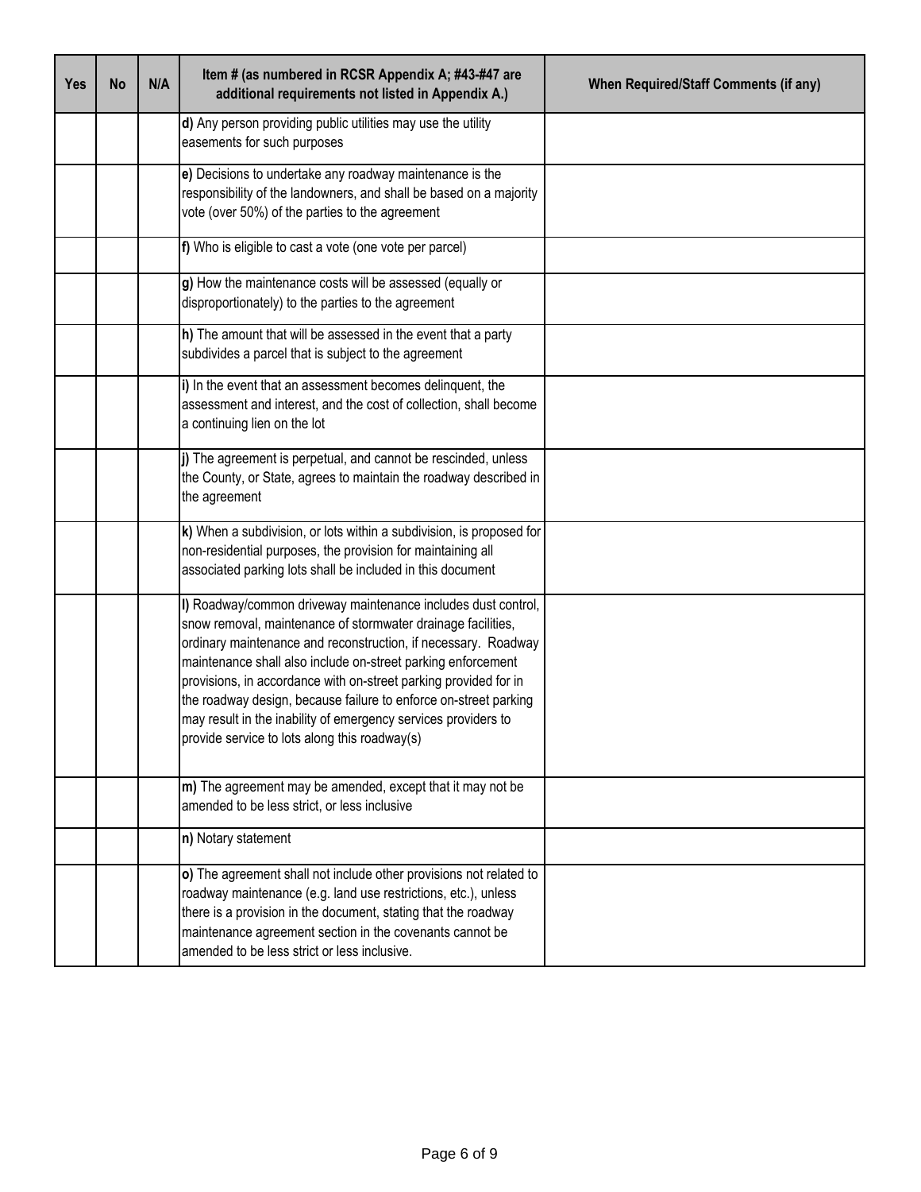| Yes | No | N/A | Item # (as numbered in RCSR Appendix A; #43-#47 are additional requirements not listed in Appendix A.) | When Required/Staff Comments (if any) |
|---|---|---|---|---|
| | | | **d)** Any person providing public utilities may use the utility easements for such purposes | |
| | | | **e)** Decisions to undertake any roadway maintenance is the responsibility of the landowners, and shall be based on a majority vote (over 50%) of the parties to the agreement | |
| | | | **f)** Who is eligible to cast a vote (one vote per parcel) | |
| | | | **g)** How the maintenance costs will be assessed (equally or disproportionately) to the parties to the agreement | |
| | | | **h)** The amount that will be assessed in the event that a party subdivides a parcel that is subject to the agreement | |
| | | | **i)** In the event that an assessment becomes delinquent, the assessment and interest, and the cost of collection, shall become a continuing lien on the lot | |
| | | | **j)** The agreement is perpetual, and cannot be rescinded, unless the County, or State, agrees to maintain the roadway described in the agreement | |
| | | | **k)** When a subdivision, or lots within a subdivision, is proposed for non-residential purposes, the provision for maintaining all associated parking lots shall be included in this document | |
| | | | **l)** Roadway/common driveway maintenance includes dust control, snow removal, maintenance of stormwater drainage facilities, ordinary maintenance and reconstruction, if necessary. Roadway maintenance shall also include on-street parking enforcement provisions, in accordance with on-street parking provided for in the roadway design, because failure to enforce on-street parking may result in the inability of emergency services providers to provide service to lots along this roadway(s) | |
| | | | **m)** The agreement may be amended, except that it may not be amended to be less strict, or less inclusive | |
| | | | **n)** Notary statement | |
| | | | **o)** The agreement shall not include other provisions not related to roadway maintenance (e.g. land use restrictions, etc.), unless there is a provision in the document, stating that the roadway maintenance agreement section in the covenants cannot be amended to be less strict or less inclusive. | |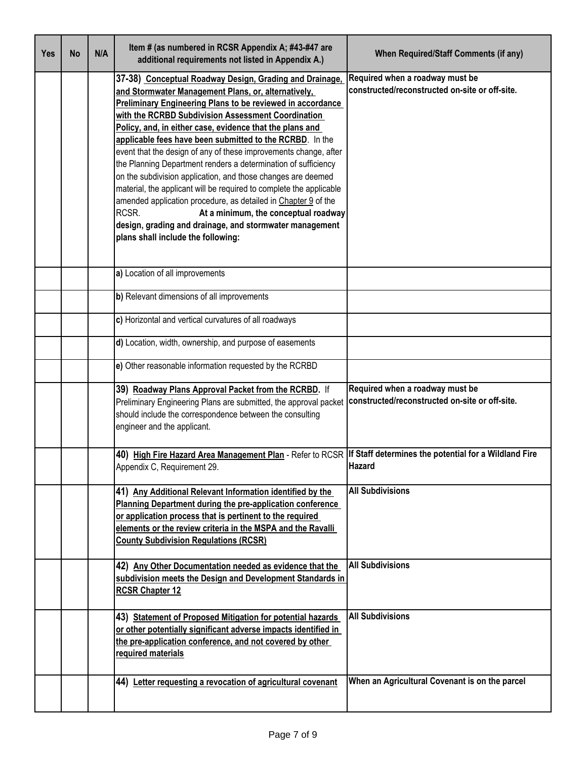| Yes | No | N/A | Item # (as numbered in RCSR Appendix A; #43-#47 are additional requirements not listed in Appendix A.) | When Required/Staff Comments (if any) |
|---|---|---|---|---|
| | | | **37-38) Conceptual Roadway Design, Grading and Drainage, and Stormwater Management Plans, or, alternatively, Preliminary Engineering Plans to be reviewed in accordance with the RCRBD Subdivision Assessment Coordination Policy, and, in either case, evidence that the plans and applicable fees have been submitted to the RCRBD**. In the event that the design of any of these improvements change, after the Planning Department renders a determination of sufficiency on the subdivision application, and those changes are deemed material, the applicant will be required to complete the applicable amended application procedure, as detailed in Chapter 9 of the RCSR. **At a minimum, the conceptual roadway design, grading and drainage, and stormwater management plans shall include the following:** | **Required when a roadway must be constructed/reconstructed on-site or off-site.** |
| | | | **a)** Location of all improvements | |
| | | | **b)** Relevant dimensions of all improvements | |
| | | | **c)** Horizontal and vertical curvatures of all roadways | |
| | | | **d)** Location, width, ownership, and purpose of easements | |
| | | | **e)** Other reasonable information requested by the RCRBD | |
| | | | **39) Roadway Plans Approval Packet from the RCRBD.** If Preliminary Engineering Plans are submitted, the approval packet should include the correspondence between the consulting engineer and the applicant. | **Required when a roadway must be constructed/reconstructed on-site or off-site.** |
| | | | **40) High Fire Hazard Area Management Plan** - Refer to RCSR Appendix C, Requirement 29. | **If Staff determines the potential for a Wildland Fire Hazard** |
| | | | **41) Any Additional Relevant Information identified by the Planning Department during the pre-application conference or application process that is pertinent to the required elements or the review criteria in the MSPA and the Ravalli County Subdivision Regulations (RCSR)** | **All Subdivisions** |
| | | | **42) Any Other Documentation needed as evidence that the subdivision meets the Design and Development Standards in RCSR Chapter 12** | **All Subdivisions** |
| | | | **43) Statement of Proposed Mitigation for potential hazards or other potentially significant adverse impacts identified in the pre-application conference, and not covered by other required materials** | **All Subdivisions** |
| | | | **44) Letter requesting a revocation of agricultural covenant** | **When an Agricultural Covenant is on the parcel** |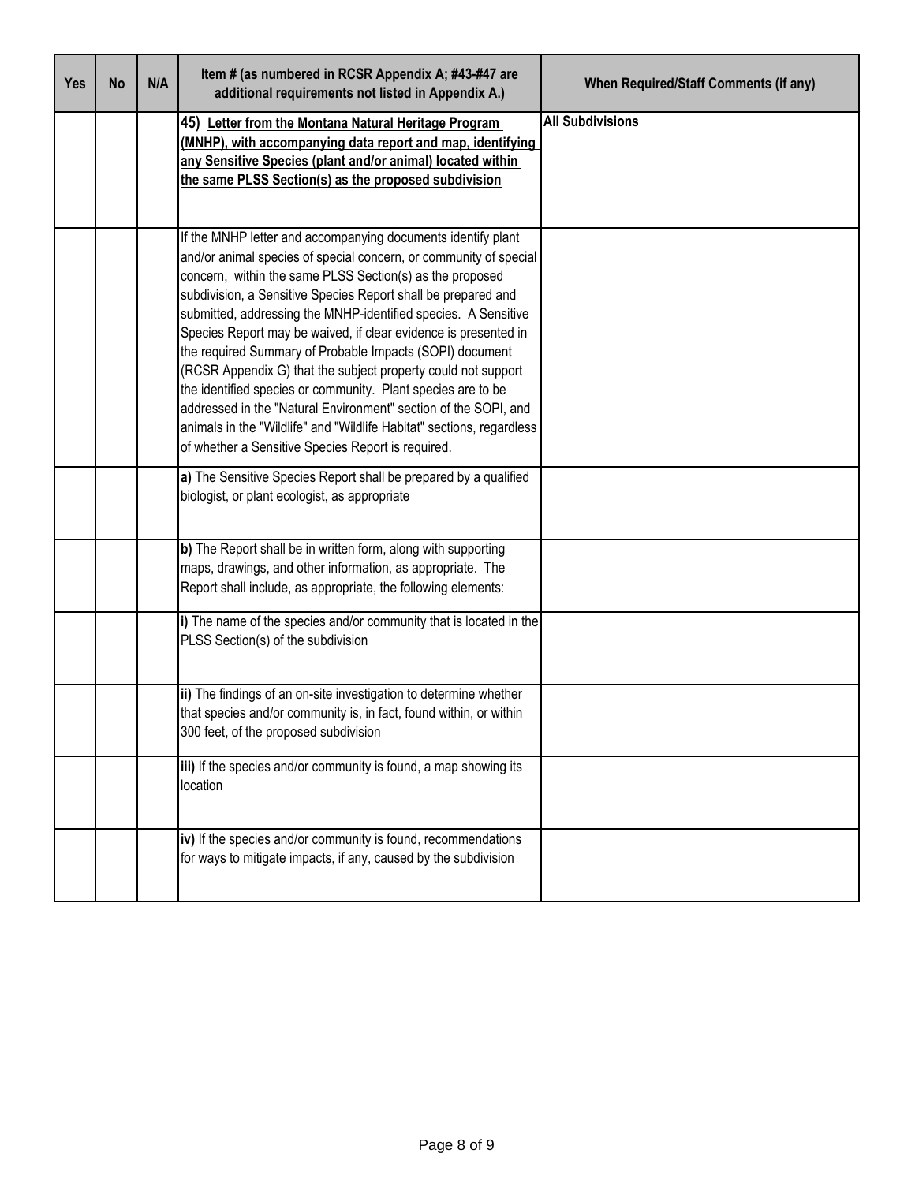| Yes | No | N/A | Item # (as numbered in RCSR Appendix A; #43-#47 are additional requirements not listed in Appendix A.) | When Required/Staff Comments (if any) |
|---|---|---|---|---|
| | | | **45) Letter from the Montana Natural Heritage Program (MNHP), with accompanying data report and map, identifying any Sensitive Species (plant and/or animal) located within the same PLSS Section(s) as the proposed subdivision** | **All Subdivisions** |
| | | | If the MNHP letter and accompanying documents identify plant and/or animal species of special concern, or community of special concern, within the same PLSS Section(s) as the proposed subdivision, a Sensitive Species Report shall be prepared and submitted, addressing the MNHP-identified species. A Sensitive Species Report may be waived, if clear evidence is presented in the required Summary of Probable Impacts (SOPI) document (RCSR Appendix G) that the subject property could not support the identified species or community. Plant species are to be addressed in the "Natural Environment" section of the SOPI, and animals in the "Wildlife" and "Wildlife Habitat" sections, regardless of whether a Sensitive Species Report is required. | |
| | | | **a)** The Sensitive Species Report shall be prepared by a qualified biologist, or plant ecologist, as appropriate | |
| | | | **b)** The Report shall be in written form, along with supporting maps, drawings, and other information, as appropriate. The Report shall include, as appropriate, the following elements: | |
| | | | **i)** The name of the species and/or community that is located in the PLSS Section(s) of the subdivision | |
| | | | **ii)** The findings of an on-site investigation to determine whether that species and/or community is, in fact, found within, or within 300 feet, of the proposed subdivision | |
| | | | **iii)** If the species and/or community is found, a map showing its location | |
| | | | **iv)** If the species and/or community is found, recommendations for ways to mitigate impacts, if any, caused by the subdivision | |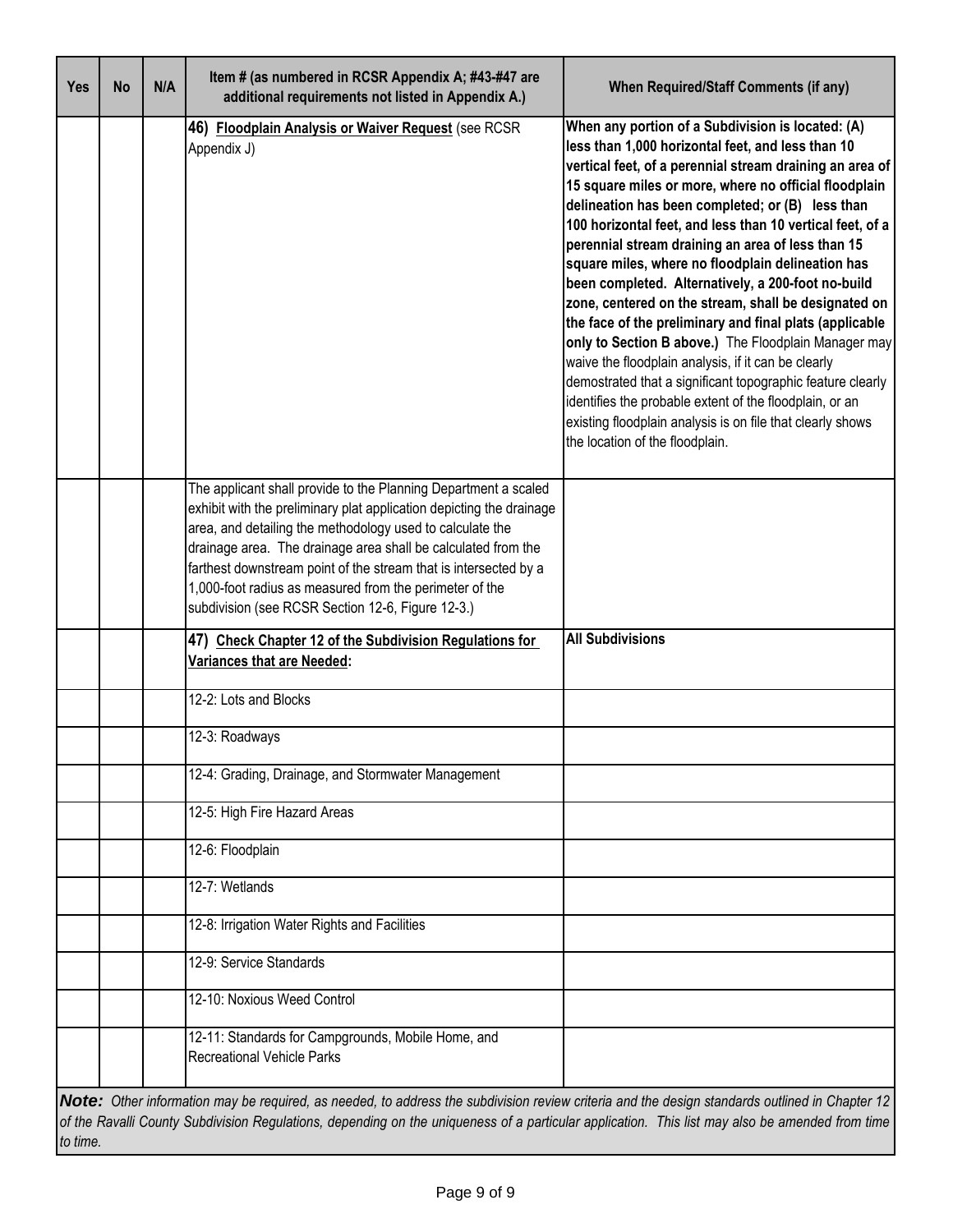| Yes | No | N/A | Item # (as numbered in RCSR Appendix A; #43-#47 are additional requirements not listed in Appendix A.) | When Required/Staff Comments (if any) |
|---|---|---|---|---|
| | | | **46) Floodplain Analysis or Waiver Request** (see RCSR Appendix J) | **When any portion of a Subdivision is located: (A) less than 1,000 horizontal feet, and less than 10 vertical feet, of a perennial stream draining an area of 15 square miles or more, where no official floodplain delineation has been completed; or (B) less than 100 horizontal feet, and less than 10 vertical feet, of a perennial stream draining an area of less than 15 square miles, where no floodplain delineation has been completed. Alternatively, a 200-foot no-build zone, centered on the stream, shall be designated on the face of the preliminary and final plats (applicable only to Section B above.)** The Floodplain Manager may waive the floodplain analysis, if it can be clearly demostrated that a significant topographic feature clearly identifies the probable extent of the floodplain, or an existing floodplain analysis is on file that clearly shows the location of the floodplain. |
| | | | The applicant shall provide to the Planning Department a scaled exhibit with the preliminary plat application depicting the drainage area, and detailing the methodology used to calculate the drainage area. The drainage area shall be calculated from the farthest downstream point of the stream that is intersected by a 1,000-foot radius as measured from the perimeter of the subdivision (see RCSR Section 12-6, Figure 12-3.) | |
| | | | **47) Check Chapter 12 of the Subdivision Regulations for Variances that are Needed:** | **All Subdivisions** |
| | | | 12-2: Lots and Blocks | |
| | | | 12-3: Roadways | |
| | | | 12-4: Grading, Drainage, and Stormwater Management | |
| | | | 12-5: High Fire Hazard Areas | |
| | | | 12-6: Floodplain | |
| | | | 12-7: Wetlands | |
| | | | 12-8: Irrigation Water Rights and Facilities | |
| | | | 12-9: Service Standards | |
| | | | 12-10: Noxious Weed Control | |
| | | | 12-11: Standards for Campgrounds, Mobile Home, and Recreational Vehicle Parks | |

***Note:*** *Other information may be required, as needed, to address the subdivision review criteria and the design standards outlined in Chapter 12 of the Ravalli County Subdivision Regulations, depending on the uniqueness of a particular application. This list may also be amended from time to time.*